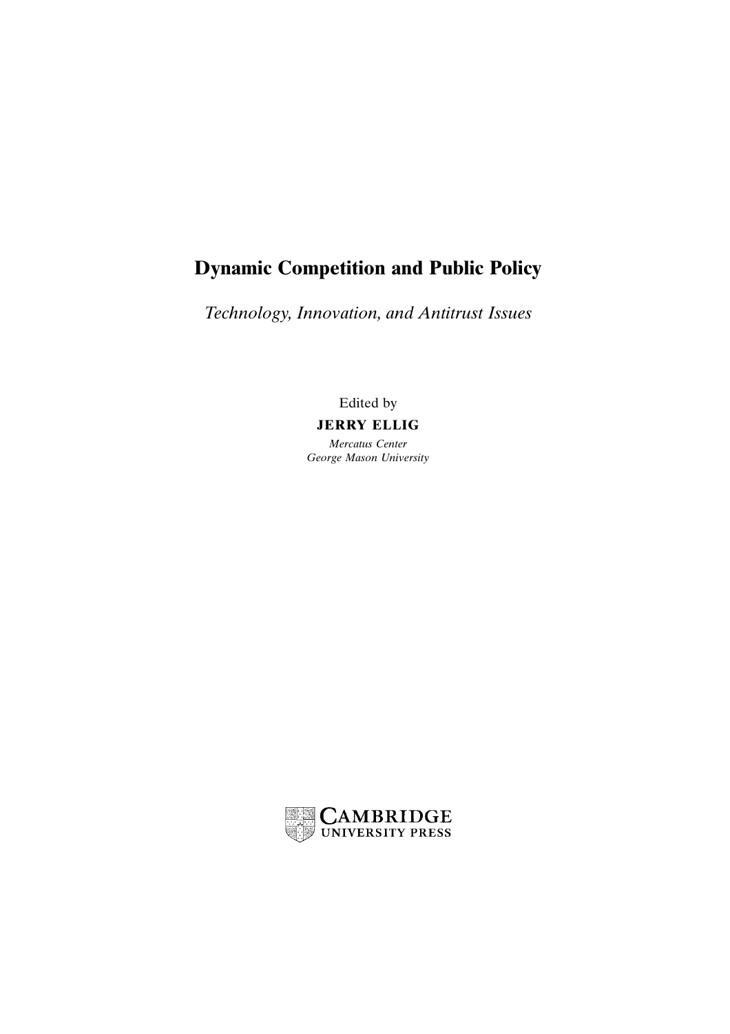# Dynamic Competition and Public Policy

*Technology, Innovation, and Antitrust Issues*

Edited by

**JERRY ELLIG**

*Mercatus Center*
*George Mason University*

CAMBRIDGE
UNIVERSITY PRESS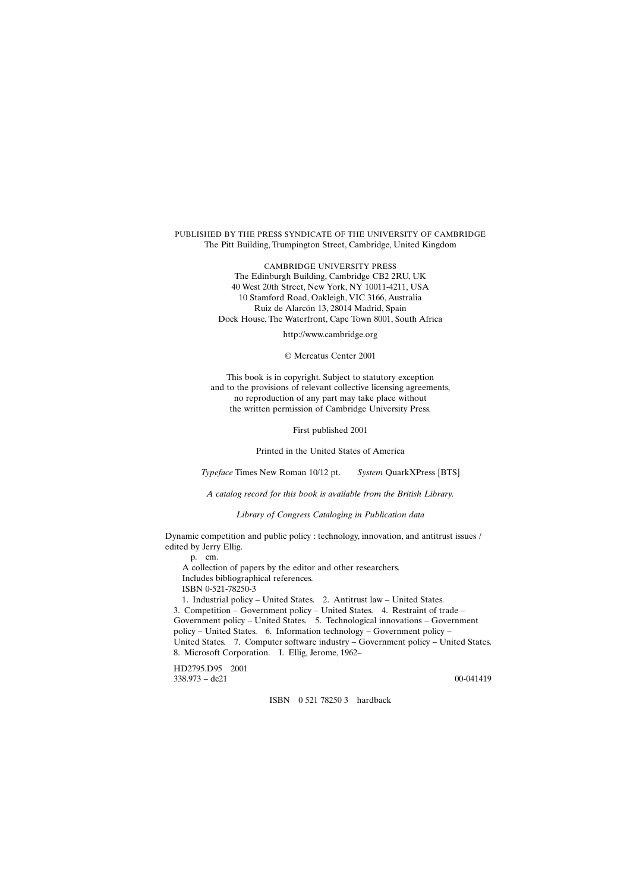PUBLISHED BY THE PRESS SYNDICATE OF THE UNIVERSITY OF CAMBRIDGE
The Pitt Building, Trumpington Street, Cambridge, United Kingdom

CAMBRIDGE UNIVERSITY PRESS
The Edinburgh Building, Cambridge CB2 2RU, UK
40 West 20th Street, New York, NY 10011-4211, USA
10 Stamford Road, Oakleigh, VIC 3166, Australia
Ruiz de Alarcón 13, 28014 Madrid, Spain
Dock House, The Waterfront, Cape Town 8001, South Africa

http://www.cambridge.org

© Mercatus Center 2001

This book is in copyright. Subject to statutory exception
and to the provisions of relevant collective licensing agreements,
no reproduction of any part may take place without
the written permission of Cambridge University Press.

First published 2001

Printed in the United States of America

*Typeface* Times New Roman 10/12 pt. *System* QuarkXPress [BTS]

*A catalog record for this book is available from the British Library.*

*Library of Congress Cataloging in Publication data*

Dynamic competition and public policy : technology, innovation, and antitrust issues / edited by Jerry Ellig.
p. cm.
A collection of papers by the editor and other researchers.
Includes bibliographical references.
ISBN 0-521-78250-3
1. Industrial policy – United States. 2. Antitrust law – United States. 3. Competition – Government policy – United States. 4. Restraint of trade – Government policy – United States. 5. Technological innovations – Government policy – United States. 6. Information technology – Government policy – United States. 7. Computer software industry – Government policy – United States. 8. Microsoft Corporation. I. Ellig, Jerome, 1962–

HD2795.D95 2001
338.973 – dc21 00-041419

ISBN 0 521 78250 3 hardback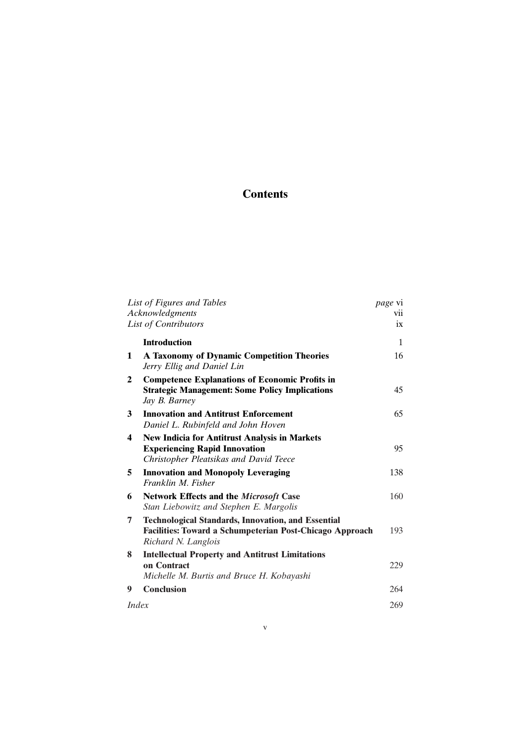# Contents

| | | |
|---|---|---|
| | *List of Figures and Tables* | *page* vi |
| | *Acknowledgments* | vii |
| | *List of Contributors* | ix |
| | **Introduction** | 1 |
| **1** | **A Taxonomy of Dynamic Competition Theories**<br>*Jerry Ellig and Daniel Lin* | 16 |
| **2** | **Competence Explanations of Economic Profits in Strategic Management: Some Policy Implications**<br>*Jay B. Barney* | 45 |
| **3** | **Innovation and Antitrust Enforcement**<br>*Daniel L. Rubinfeld and John Hoven* | 65 |
| **4** | **New Indicia for Antitrust Analysis in Markets Experiencing Rapid Innovation**<br>*Christopher Pleatsikas and David Teece* | 95 |
| **5** | **Innovation and Monopoly Leveraging**<br>*Franklin M. Fisher* | 138 |
| **6** | **Network Effects and the *Microsoft* Case**<br>*Stan Liebowitz and Stephen E. Margolis* | 160 |
| **7** | **Technological Standards, Innovation, and Essential Facilities: Toward a Schumpeterian Post-Chicago Approach**<br>*Richard N. Langlois* | 193 |
| **8** | **Intellectual Property and Antitrust Limitations on Contract**<br>*Michelle M. Burtis and Bruce H. Kobayashi* | 229 |
| **9** | **Conclusion** | 264 |
| | *Index* | 269 |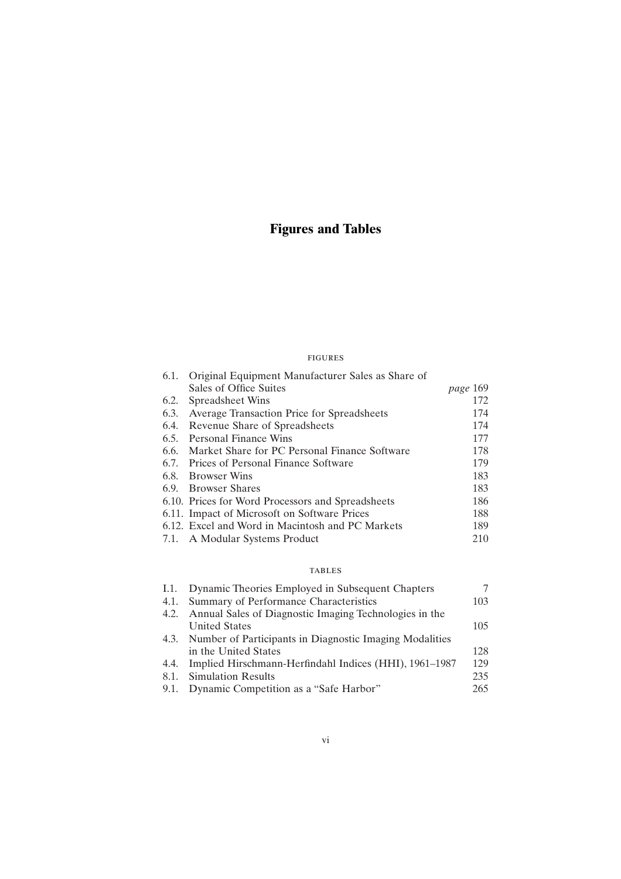# Figures and Tables

## FIGURES

| | | |
|---|---|---|
| 6.1. | Original Equipment Manufacturer Sales as Share of Sales of Office Suites | *page* 169 |
| 6.2. | Spreadsheet Wins | 172 |
| 6.3. | Average Transaction Price for Spreadsheets | 174 |
| 6.4. | Revenue Share of Spreadsheets | 174 |
| 6.5. | Personal Finance Wins | 177 |
| 6.6. | Market Share for PC Personal Finance Software | 178 |
| 6.7. | Prices of Personal Finance Software | 179 |
| 6.8. | Browser Wins | 183 |
| 6.9. | Browser Shares | 183 |
| 6.10. | Prices for Word Processors and Spreadsheets | 186 |
| 6.11. | Impact of Microsoft on Software Prices | 188 |
| 6.12. | Excel and Word in Macintosh and PC Markets | 189 |
| 7.1. | A Modular Systems Product | 210 |

## TABLES

| | | |
|---|---|---|
| I.1. | Dynamic Theories Employed in Subsequent Chapters | 7 |
| 4.1. | Summary of Performance Characteristics | 103 |
| 4.2. | Annual Sales of Diagnostic Imaging Technologies in the United States | 105 |
| 4.3. | Number of Participants in Diagnostic Imaging Modalities in the United States | 128 |
| 4.4. | Implied Hirschmann-Herfindahl Indices (HHI), 1961–1987 | 129 |
| 8.1. | Simulation Results | 235 |
| 9.1. | Dynamic Competition as a "Safe Harbor" | 265 |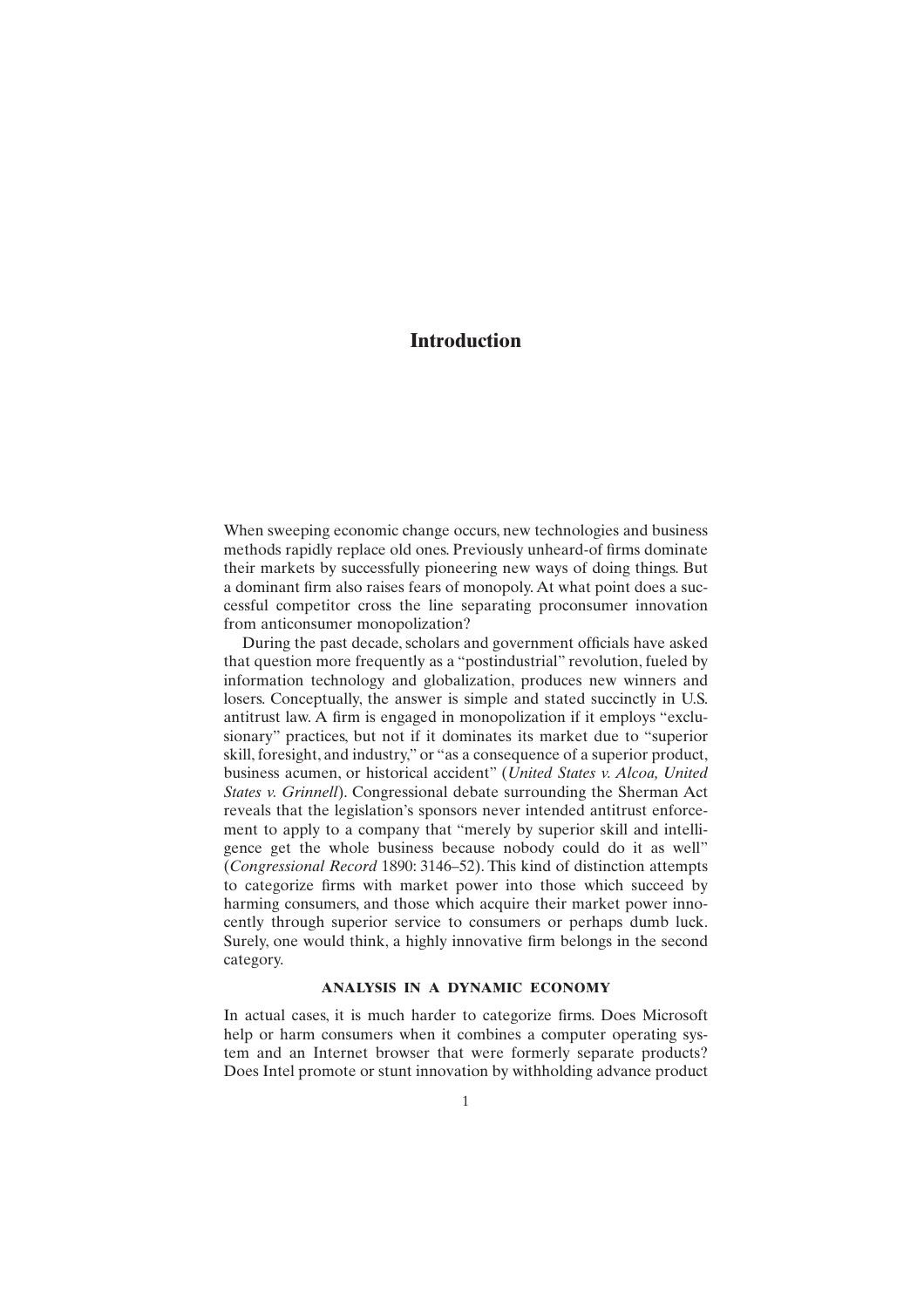# Introduction

When sweeping economic change occurs, new technologies and business methods rapidly replace old ones. Previously unheard-of firms dominate their markets by successfully pioneering new ways of doing things. But a dominant firm also raises fears of monopoly. At what point does a successful competitor cross the line separating proconsumer innovation from anticonsumer monopolization?

During the past decade, scholars and government officials have asked that question more frequently as a "postindustrial" revolution, fueled by information technology and globalization, produces new winners and losers. Conceptually, the answer is simple and stated succinctly in U.S. antitrust law. A firm is engaged in monopolization if it employs "exclusionary" practices, but not if it dominates its market due to "superior skill, foresight, and industry," or "as a consequence of a superior product, business acumen, or historical accident" (*United States v. Alcoa, United States v. Grinnell*). Congressional debate surrounding the Sherman Act reveals that the legislation's sponsors never intended antitrust enforcement to apply to a company that "merely by superior skill and intelligence get the whole business because nobody could do it as well" (*Congressional Record* 1890: 3146–52). This kind of distinction attempts to categorize firms with market power into those which succeed by harming consumers, and those which acquire their market power innocently through superior service to consumers or perhaps dumb luck. Surely, one would think, a highly innovative firm belongs in the second category.

### ANALYSIS IN A DYNAMIC ECONOMY

In actual cases, it is much harder to categorize firms. Does Microsoft help or harm consumers when it combines a computer operating system and an Internet browser that were formerly separate products? Does Intel promote or stunt innovation by withholding advance product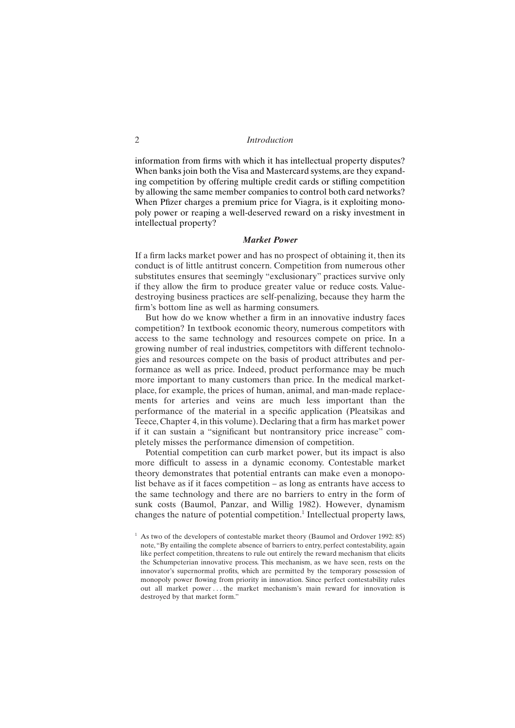information from firms with which it has intellectual property disputes? When banks join both the Visa and Mastercard systems, are they expanding competition by offering multiple credit cards or stifling competition by allowing the same member companies to control both card networks? When Pfizer charges a premium price for Viagra, is it exploiting monopoly power or reaping a well-deserved reward on a risky investment in intellectual property?

### *Market Power*

If a firm lacks market power and has no prospect of obtaining it, then its conduct is of little antitrust concern. Competition from numerous other substitutes ensures that seemingly "exclusionary" practices survive only if they allow the firm to produce greater value or reduce costs. Value-destroying business practices are self-penalizing, because they harm the firm's bottom line as well as harming consumers.

But how do we know whether a firm in an innovative industry faces competition? In textbook economic theory, numerous competitors with access to the same technology and resources compete on price. In a growing number of real industries, competitors with different technologies and resources compete on the basis of product attributes and performance as well as price. Indeed, product performance may be much more important to many customers than price. In the medical marketplace, for example, the prices of human, animal, and man-made replacements for arteries and veins are much less important than the performance of the material in a specific application (Pleatsikas and Teece, Chapter 4, in this volume). Declaring that a firm has market power if it can sustain a "significant but nontransitory price increase" completely misses the performance dimension of competition.

Potential competition can curb market power, but its impact is also more difficult to assess in a dynamic economy. Contestable market theory demonstrates that potential entrants can make even a monopolist behave as if it faces competition – as long as entrants have access to the same technology and there are no barriers to entry in the form of sunk costs (Baumol, Panzar, and Willig 1982). However, dynamism changes the nature of potential competition.[1] Intellectual property laws,

[1] As two of the developers of contestable market theory (Baumol and Ordover 1992: 85) note, "By entailing the complete absence of barriers to entry, perfect contestability, again like perfect competition, threatens to rule out entirely the reward mechanism that elicits the Schumpeterian innovative process. This mechanism, as we have seen, rests on the innovator's supernormal profits, which are permitted by the temporary possession of monopoly power flowing from priority in innovation. Since perfect contestability rules out all market power . . . the market mechanism's main reward for innovation is destroyed by that market form."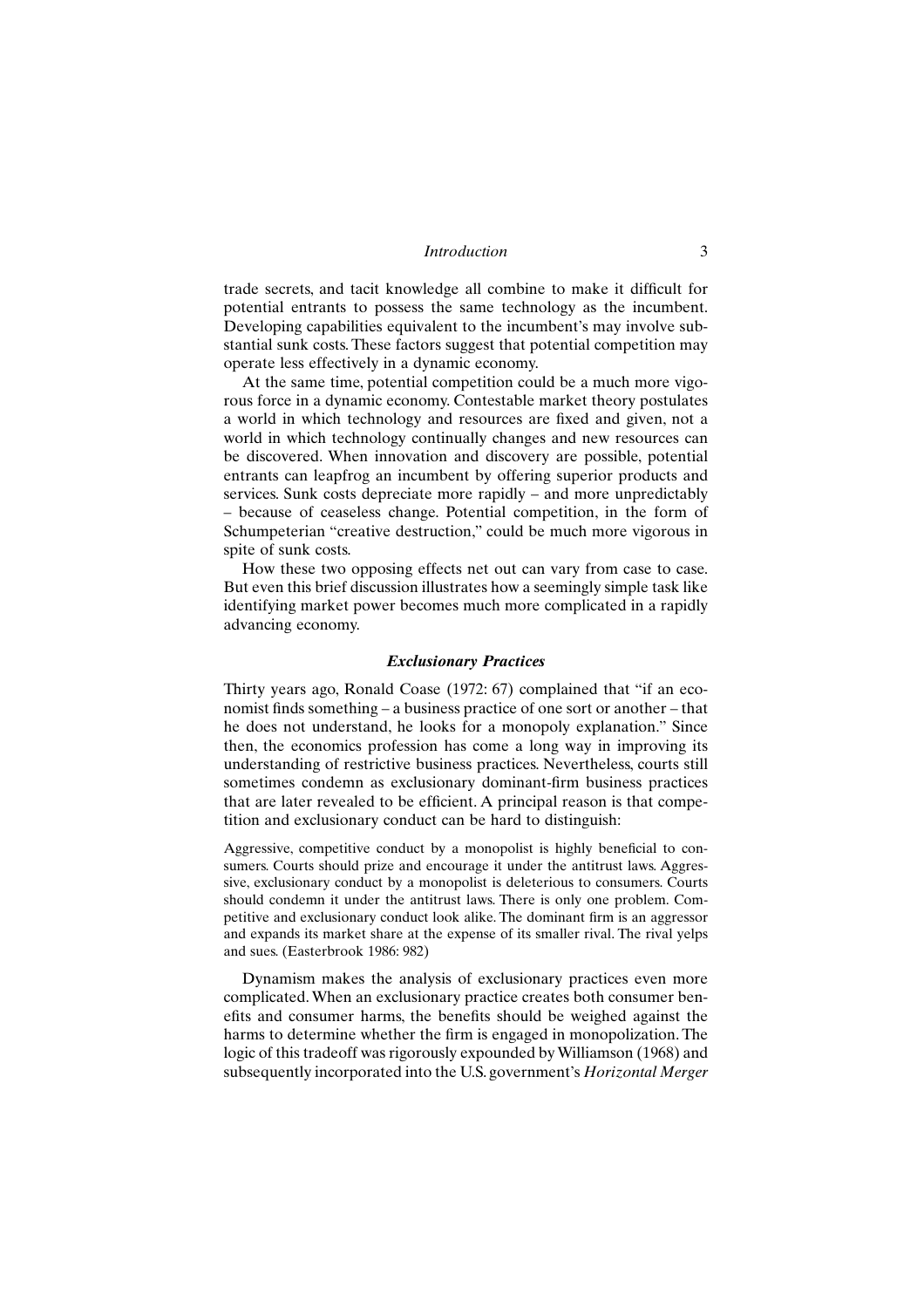trade secrets, and tacit knowledge all combine to make it difficult for potential entrants to possess the same technology as the incumbent. Developing capabilities equivalent to the incumbent's may involve substantial sunk costs. These factors suggest that potential competition may operate less effectively in a dynamic economy.

At the same time, potential competition could be a much more vigorous force in a dynamic economy. Contestable market theory postulates a world in which technology and resources are fixed and given, not a world in which technology continually changes and new resources can be discovered. When innovation and discovery are possible, potential entrants can leapfrog an incumbent by offering superior products and services. Sunk costs depreciate more rapidly – and more unpredictably – because of ceaseless change. Potential competition, in the form of Schumpeterian "creative destruction," could be much more vigorous in spite of sunk costs.

How these two opposing effects net out can vary from case to case. But even this brief discussion illustrates how a seemingly simple task like identifying market power becomes much more complicated in a rapidly advancing economy.

### *Exclusionary Practices*

Thirty years ago, Ronald Coase (1972: 67) complained that "if an economist finds something – a business practice of one sort or another – that he does not understand, he looks for a monopoly explanation." Since then, the economics profession has come a long way in improving its understanding of restrictive business practices. Nevertheless, courts still sometimes condemn as exclusionary dominant-firm business practices that are later revealed to be efficient. A principal reason is that competition and exclusionary conduct can be hard to distinguish:

> Aggressive, competitive conduct by a monopolist is highly beneficial to consumers. Courts should prize and encourage it under the antitrust laws. Aggressive, exclusionary conduct by a monopolist is deleterious to consumers. Courts should condemn it under the antitrust laws. There is only one problem. Competitive and exclusionary conduct look alike. The dominant firm is an aggressor and expands its market share at the expense of its smaller rival. The rival yelps and sues. (Easterbrook 1986: 982)

Dynamism makes the analysis of exclusionary practices even more complicated. When an exclusionary practice creates both consumer benefits and consumer harms, the benefits should be weighed against the harms to determine whether the firm is engaged in monopolization. The logic of this tradeoff was rigorously expounded by Williamson (1968) and subsequently incorporated into the U.S. government's *Horizontal Merger*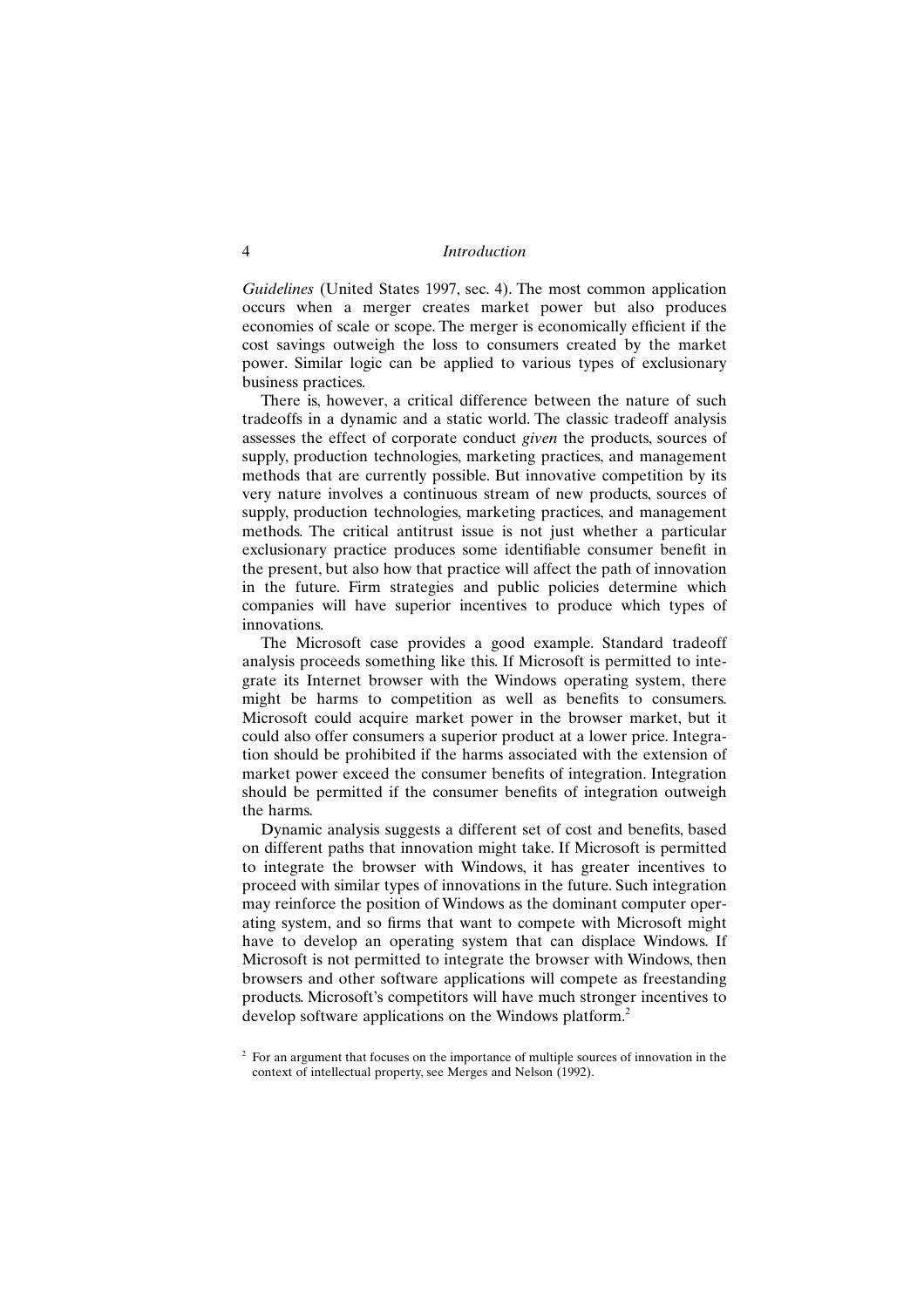*Guidelines* (United States 1997, sec. 4). The most common application occurs when a merger creates market power but also produces economies of scale or scope. The merger is economically efficient if the cost savings outweigh the loss to consumers created by the market power. Similar logic can be applied to various types of exclusionary business practices.

There is, however, a critical difference between the nature of such tradeoffs in a dynamic and a static world. The classic tradeoff analysis assesses the effect of corporate conduct *given* the products, sources of supply, production technologies, marketing practices, and management methods that are currently possible. But innovative competition by its very nature involves a continuous stream of new products, sources of supply, production technologies, marketing practices, and management methods. The critical antitrust issue is not just whether a particular exclusionary practice produces some identifiable consumer benefit in the present, but also how that practice will affect the path of innovation in the future. Firm strategies and public policies determine which companies will have superior incentives to produce which types of innovations.

The Microsoft case provides a good example. Standard tradeoff analysis proceeds something like this. If Microsoft is permitted to integrate its Internet browser with the Windows operating system, there might be harms to competition as well as benefits to consumers. Microsoft could acquire market power in the browser market, but it could also offer consumers a superior product at a lower price. Integration should be prohibited if the harms associated with the extension of market power exceed the consumer benefits of integration. Integration should be permitted if the consumer benefits of integration outweigh the harms.

Dynamic analysis suggests a different set of cost and benefits, based on different paths that innovation might take. If Microsoft is permitted to integrate the browser with Windows, it has greater incentives to proceed with similar types of innovations in the future. Such integration may reinforce the position of Windows as the dominant computer operating system, and so firms that want to compete with Microsoft might have to develop an operating system that can displace Windows. If Microsoft is not permitted to integrate the browser with Windows, then browsers and other software applications will compete as freestanding products. Microsoft's competitors will have much stronger incentives to develop software applications on the Windows platform.[2]

[2] For an argument that focuses on the importance of multiple sources of innovation in the context of intellectual property, see Merges and Nelson (1992).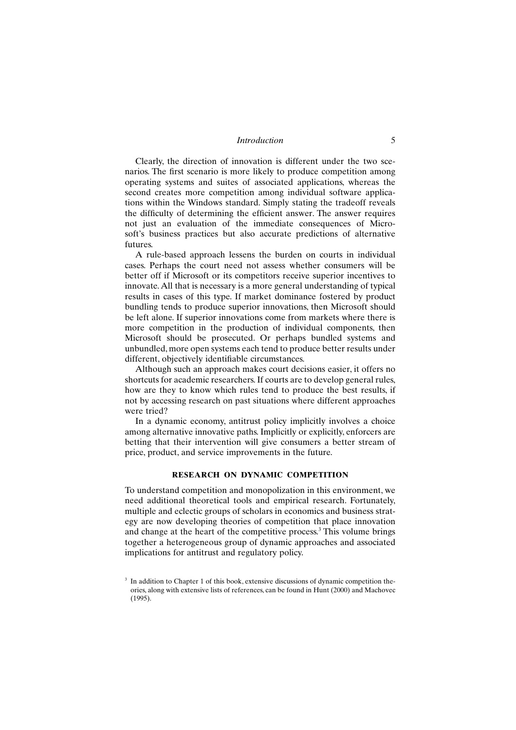Clearly, the direction of innovation is different under the two scenarios. The first scenario is more likely to produce competition among operating systems and suites of associated applications, whereas the second creates more competition among individual software applications within the Windows standard. Simply stating the tradeoff reveals the difficulty of determining the efficient answer. The answer requires not just an evaluation of the immediate consequences of Microsoft's business practices but also accurate predictions of alternative futures.

A rule-based approach lessens the burden on courts in individual cases. Perhaps the court need not assess whether consumers will be better off if Microsoft or its competitors receive superior incentives to innovate. All that is necessary is a more general understanding of typical results in cases of this type. If market dominance fostered by product bundling tends to produce superior innovations, then Microsoft should be left alone. If superior innovations come from markets where there is more competition in the production of individual components, then Microsoft should be prosecuted. Or perhaps bundled systems and unbundled, more open systems each tend to produce better results under different, objectively identifiable circumstances.

Although such an approach makes court decisions easier, it offers no shortcuts for academic researchers. If courts are to develop general rules, how are they to know which rules tend to produce the best results, if not by accessing research on past situations where different approaches were tried?

In a dynamic economy, antitrust policy implicitly involves a choice among alternative innovative paths. Implicitly or explicitly, enforcers are betting that their intervention will give consumers a better stream of price, product, and service improvements in the future.

## RESEARCH ON DYNAMIC COMPETITION

To understand competition and monopolization in this environment, we need additional theoretical tools and empirical research. Fortunately, multiple and eclectic groups of scholars in economics and business strategy are now developing theories of competition that place innovation and change at the heart of the competitive process.[3] This volume brings together a heterogeneous group of dynamic approaches and associated implications for antitrust and regulatory policy.

[3] In addition to Chapter 1 of this book, extensive discussions of dynamic competition theories, along with extensive lists of references, can be found in Hunt (2000) and Machovec (1995).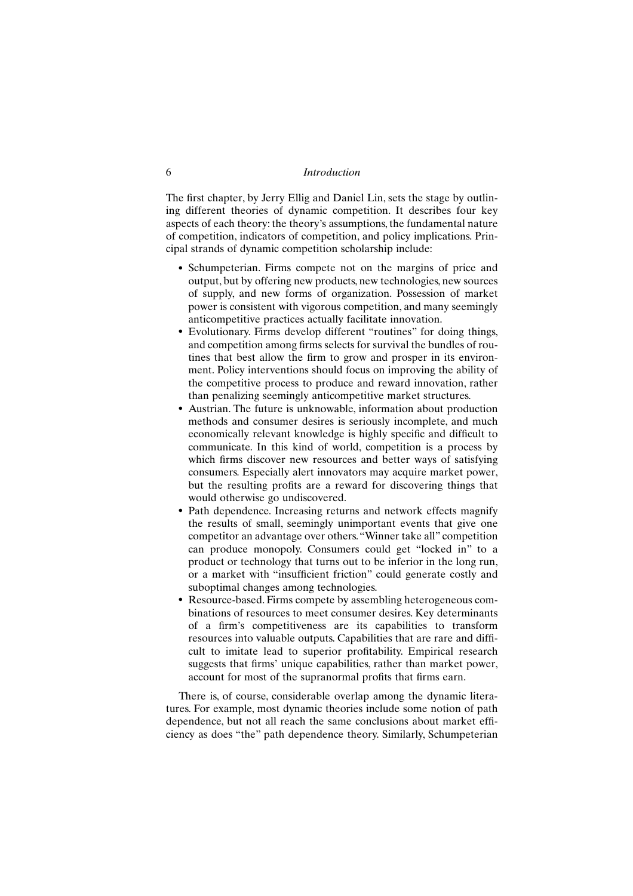The first chapter, by Jerry Ellig and Daniel Lin, sets the stage by outlining different theories of dynamic competition. It describes four key aspects of each theory: the theory's assumptions, the fundamental nature of competition, indicators of competition, and policy implications. Principal strands of dynamic competition scholarship include:

- Schumpeterian. Firms compete not on the margins of price and output, but by offering new products, new technologies, new sources of supply, and new forms of organization. Possession of market power is consistent with vigorous competition, and many seemingly anticompetitive practices actually facilitate innovation.
- Evolutionary. Firms develop different "routines" for doing things, and competition among firms selects for survival the bundles of routines that best allow the firm to grow and prosper in its environment. Policy interventions should focus on improving the ability of the competitive process to produce and reward innovation, rather than penalizing seemingly anticompetitive market structures.
- Austrian. The future is unknowable, information about production methods and consumer desires is seriously incomplete, and much economically relevant knowledge is highly specific and difficult to communicate. In this kind of world, competition is a process by which firms discover new resources and better ways of satisfying consumers. Especially alert innovators may acquire market power, but the resulting profits are a reward for discovering things that would otherwise go undiscovered.
- Path dependence. Increasing returns and network effects magnify the results of small, seemingly unimportant events that give one competitor an advantage over others. "Winner take all" competition can produce monopoly. Consumers could get "locked in" to a product or technology that turns out to be inferior in the long run, or a market with "insufficient friction" could generate costly and suboptimal changes among technologies.
- Resource-based. Firms compete by assembling heterogeneous combinations of resources to meet consumer desires. Key determinants of a firm's competitiveness are its capabilities to transform resources into valuable outputs. Capabilities that are rare and difficult to imitate lead to superior profitability. Empirical research suggests that firms' unique capabilities, rather than market power, account for most of the supranormal profits that firms earn.

There is, of course, considerable overlap among the dynamic literatures. For example, most dynamic theories include some notion of path dependence, but not all reach the same conclusions about market efficiency as does "the" path dependence theory. Similarly, Schumpeterian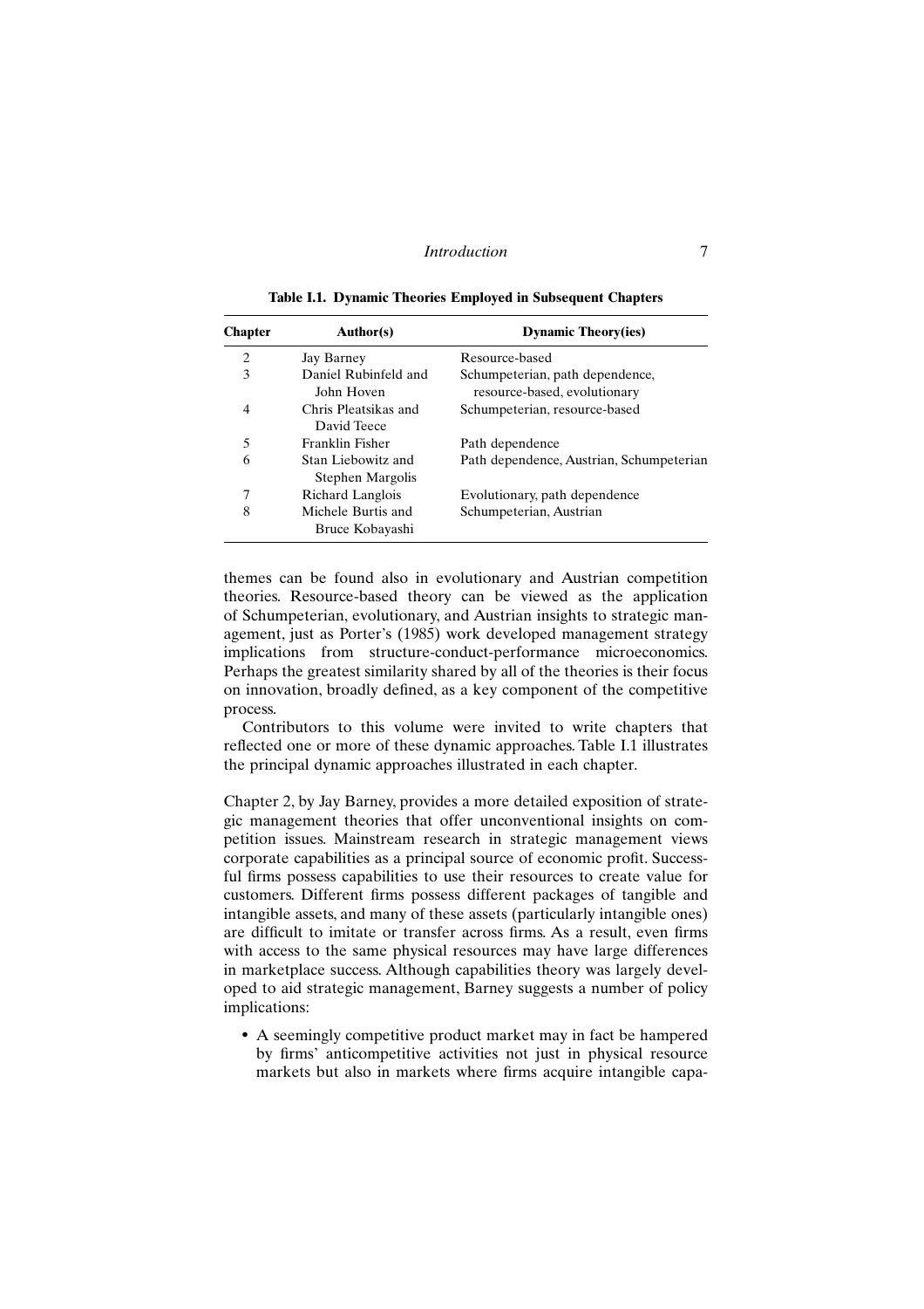**Table I.1. Dynamic Theories Employed in Subsequent Chapters**

| Chapter | Author(s) | Dynamic Theory(ies) |
|---|---|---|
| 2 | Jay Barney | Resource-based |
| 3 | Daniel Rubinfeld and John Hoven | Schumpeterian, path dependence, resource-based, evolutionary |
| 4 | Chris Pleatsikas and David Teece | Schumpeterian, resource-based |
| 5 | Franklin Fisher | Path dependence |
| 6 | Stan Liebowitz and Stephen Margolis | Path dependence, Austrian, Schumpeterian |
| 7 | Richard Langlois | Evolutionary, path dependence |
| 8 | Michele Burtis and Bruce Kobayashi | Schumpeterian, Austrian |

themes can be found also in evolutionary and Austrian competition theories. Resource-based theory can be viewed as the application of Schumpeterian, evolutionary, and Austrian insights to strategic management, just as Porter's (1985) work developed management strategy implications from structure-conduct-performance microeconomics. Perhaps the greatest similarity shared by all of the theories is their focus on innovation, broadly defined, as a key component of the competitive process.

Contributors to this volume were invited to write chapters that reflected one or more of these dynamic approaches. Table I.1 illustrates the principal dynamic approaches illustrated in each chapter.

Chapter 2, by Jay Barney, provides a more detailed exposition of strategic management theories that offer unconventional insights on competition issues. Mainstream research in strategic management views corporate capabilities as a principal source of economic profit. Successful firms possess capabilities to use their resources to create value for customers. Different firms possess different packages of tangible and intangible assets, and many of these assets (particularly intangible ones) are difficult to imitate or transfer across firms. As a result, even firms with access to the same physical resources may have large differences in marketplace success. Although capabilities theory was largely developed to aid strategic management, Barney suggests a number of policy implications:

- A seemingly competitive product market may in fact be hampered by firms' anticompetitive activities not just in physical resource markets but also in markets where firms acquire intangible capa-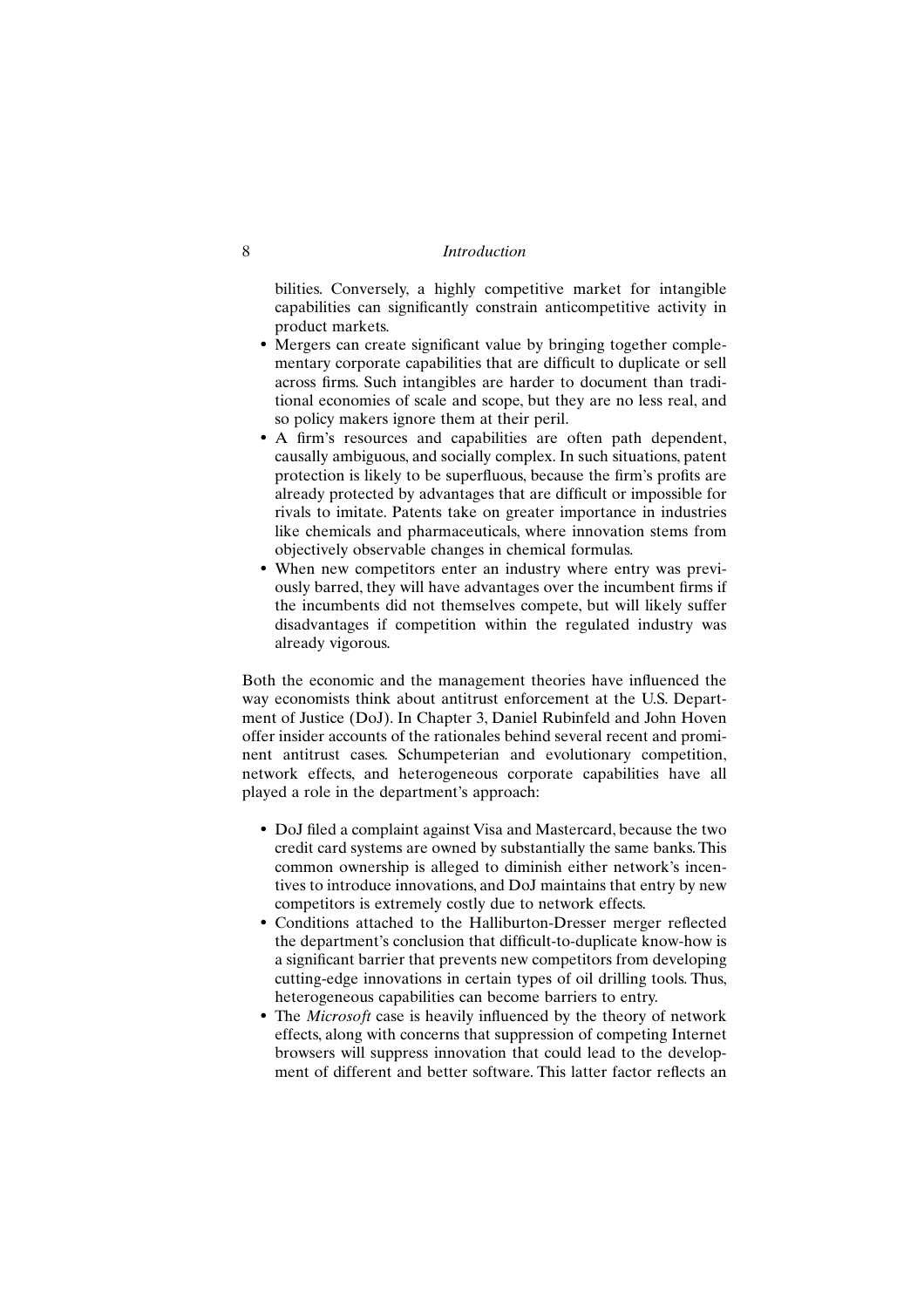bilities. Conversely, a highly competitive market for intangible capabilities can significantly constrain anticompetitive activity in product markets.

- Mergers can create significant value by bringing together complementary corporate capabilities that are difficult to duplicate or sell across firms. Such intangibles are harder to document than traditional economies of scale and scope, but they are no less real, and so policy makers ignore them at their peril.
- A firm's resources and capabilities are often path dependent, causally ambiguous, and socially complex. In such situations, patent protection is likely to be superfluous, because the firm's profits are already protected by advantages that are difficult or impossible for rivals to imitate. Patents take on greater importance in industries like chemicals and pharmaceuticals, where innovation stems from objectively observable changes in chemical formulas.
- When new competitors enter an industry where entry was previously barred, they will have advantages over the incumbent firms if the incumbents did not themselves compete, but will likely suffer disadvantages if competition within the regulated industry was already vigorous.

Both the economic and the management theories have influenced the way economists think about antitrust enforcement at the U.S. Department of Justice (DoJ). In Chapter 3, Daniel Rubinfeld and John Hoven offer insider accounts of the rationales behind several recent and prominent antitrust cases. Schumpeterian and evolutionary competition, network effects, and heterogeneous corporate capabilities have all played a role in the department's approach:

- DoJ filed a complaint against Visa and Mastercard, because the two credit card systems are owned by substantially the same banks. This common ownership is alleged to diminish either network's incentives to introduce innovations, and DoJ maintains that entry by new competitors is extremely costly due to network effects.
- Conditions attached to the Halliburton-Dresser merger reflected the department's conclusion that difficult-to-duplicate know-how is a significant barrier that prevents new competitors from developing cutting-edge innovations in certain types of oil drilling tools. Thus, heterogeneous capabilities can become barriers to entry.
- The *Microsoft* case is heavily influenced by the theory of network effects, along with concerns that suppression of competing Internet browsers will suppress innovation that could lead to the development of different and better software. This latter factor reflects an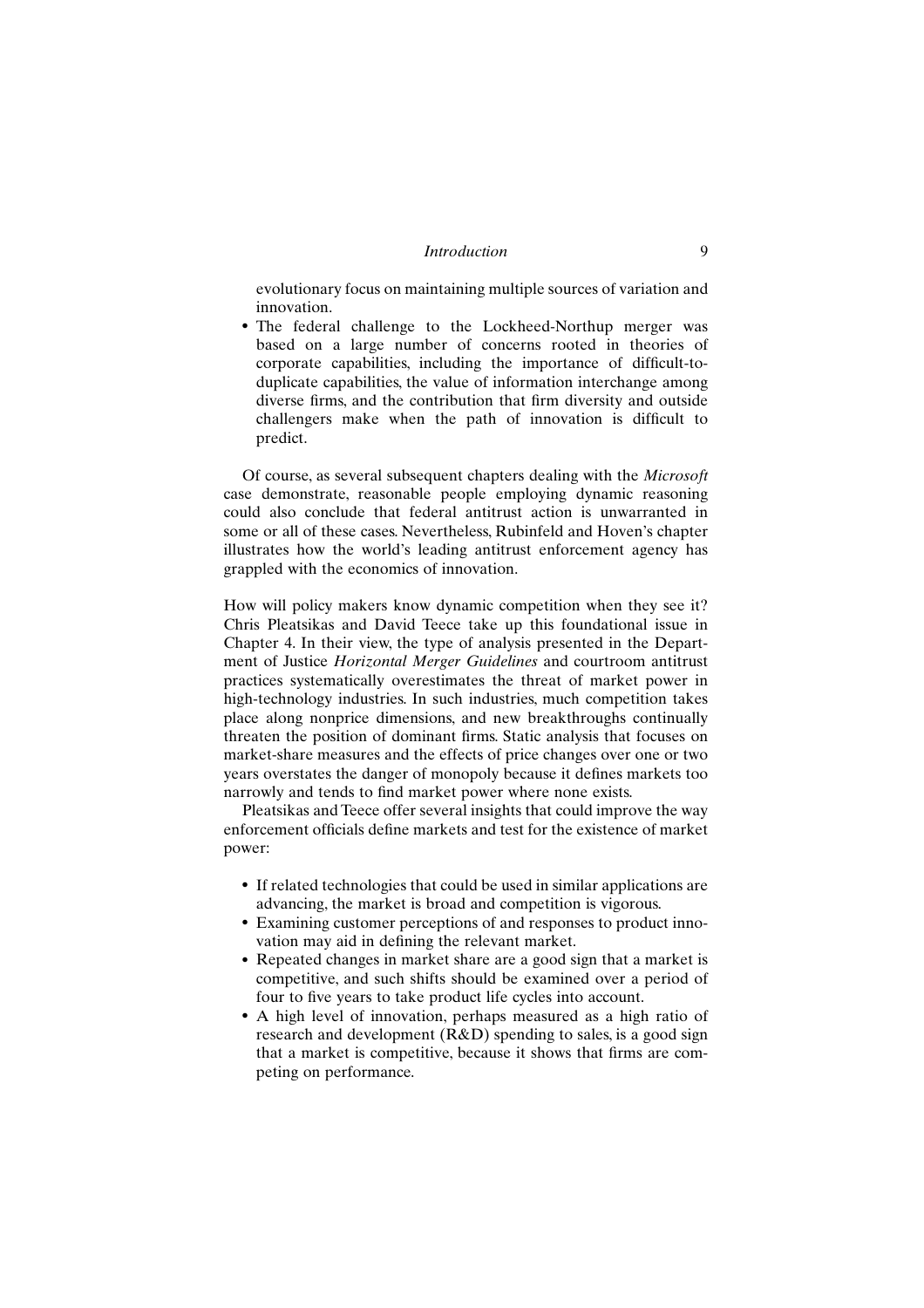evolutionary focus on maintaining multiple sources of variation and innovation.

- The federal challenge to the Lockheed-Northup merger was based on a large number of concerns rooted in theories of corporate capabilities, including the importance of difficult-to-duplicate capabilities, the value of information interchange among diverse firms, and the contribution that firm diversity and outside challengers make when the path of innovation is difficult to predict.

Of course, as several subsequent chapters dealing with the *Microsoft* case demonstrate, reasonable people employing dynamic reasoning could also conclude that federal antitrust action is unwarranted in some or all of these cases. Nevertheless, Rubinfeld and Hoven's chapter illustrates how the world's leading antitrust enforcement agency has grappled with the economics of innovation.

How will policy makers know dynamic competition when they see it? Chris Pleatsikas and David Teece take up this foundational issue in Chapter 4. In their view, the type of analysis presented in the Department of Justice *Horizontal Merger Guidelines* and courtroom antitrust practices systematically overestimates the threat of market power in high-technology industries. In such industries, much competition takes place along nonprice dimensions, and new breakthroughs continually threaten the position of dominant firms. Static analysis that focuses on market-share measures and the effects of price changes over one or two years overstates the danger of monopoly because it defines markets too narrowly and tends to find market power where none exists.

Pleatsikas and Teece offer several insights that could improve the way enforcement officials define markets and test for the existence of market power:

- If related technologies that could be used in similar applications are advancing, the market is broad and competition is vigorous.
- Examining customer perceptions of and responses to product innovation may aid in defining the relevant market.
- Repeated changes in market share are a good sign that a market is competitive, and such shifts should be examined over a period of four to five years to take product life cycles into account.
- A high level of innovation, perhaps measured as a high ratio of research and development (R&D) spending to sales, is a good sign that a market is competitive, because it shows that firms are competing on performance.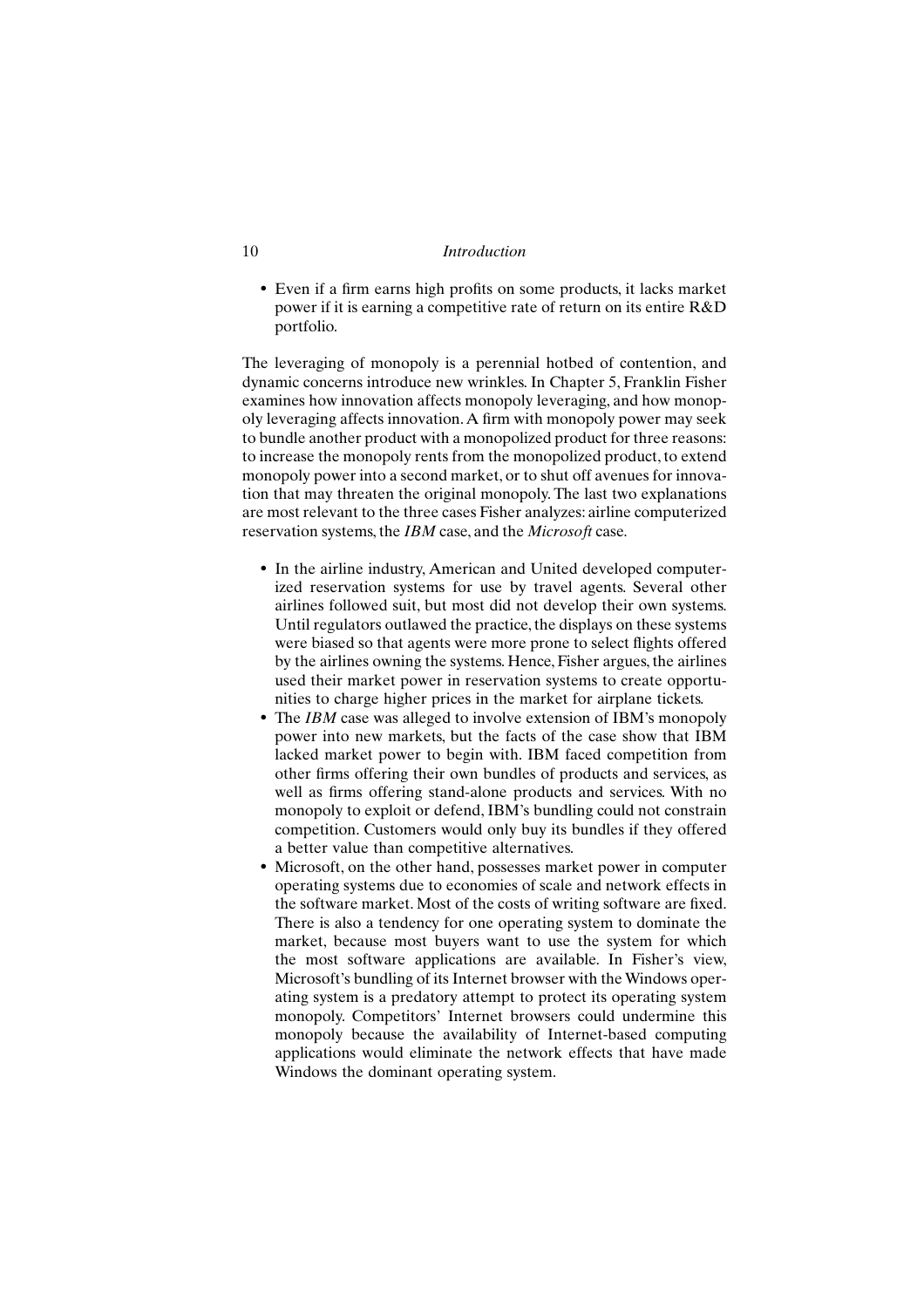- Even if a firm earns high profits on some products, it lacks market power if it is earning a competitive rate of return on its entire R&D portfolio.

The leveraging of monopoly is a perennial hotbed of contention, and dynamic concerns introduce new wrinkles. In Chapter 5, Franklin Fisher examines how innovation affects monopoly leveraging, and how monopoly leveraging affects innovation. A firm with monopoly power may seek to bundle another product with a monopolized product for three reasons: to increase the monopoly rents from the monopolized product, to extend monopoly power into a second market, or to shut off avenues for innovation that may threaten the original monopoly. The last two explanations are most relevant to the three cases Fisher analyzes: airline computerized reservation systems, the *IBM* case, and the *Microsoft* case.

- In the airline industry, American and United developed computerized reservation systems for use by travel agents. Several other airlines followed suit, but most did not develop their own systems. Until regulators outlawed the practice, the displays on these systems were biased so that agents were more prone to select flights offered by the airlines owning the systems. Hence, Fisher argues, the airlines used their market power in reservation systems to create opportunities to charge higher prices in the market for airplane tickets.
- The *IBM* case was alleged to involve extension of IBM's monopoly power into new markets, but the facts of the case show that IBM lacked market power to begin with. IBM faced competition from other firms offering their own bundles of products and services, as well as firms offering stand-alone products and services. With no monopoly to exploit or defend, IBM's bundling could not constrain competition. Customers would only buy its bundles if they offered a better value than competitive alternatives.
- Microsoft, on the other hand, possesses market power in computer operating systems due to economies of scale and network effects in the software market. Most of the costs of writing software are fixed. There is also a tendency for one operating system to dominate the market, because most buyers want to use the system for which the most software applications are available. In Fisher's view, Microsoft's bundling of its Internet browser with the Windows operating system is a predatory attempt to protect its operating system monopoly. Competitors' Internet browsers could undermine this monopoly because the availability of Internet-based computing applications would eliminate the network effects that have made Windows the dominant operating system.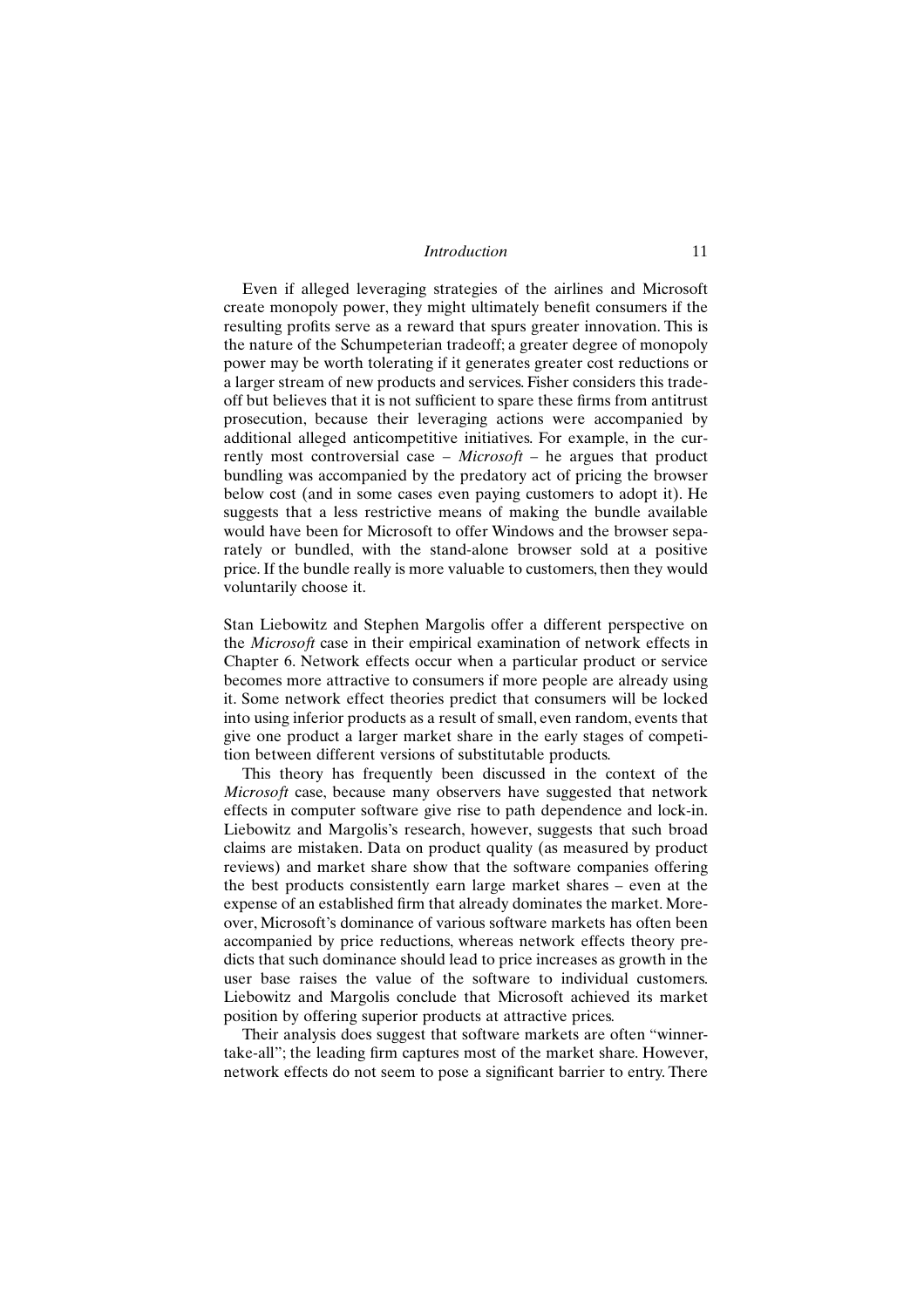Even if alleged leveraging strategies of the airlines and Microsoft create monopoly power, they might ultimately benefit consumers if the resulting profits serve as a reward that spurs greater innovation. This is the nature of the Schumpeterian tradeoff; a greater degree of monopoly power may be worth tolerating if it generates greater cost reductions or a larger stream of new products and services. Fisher considers this tradeoff but believes that it is not sufficient to spare these firms from antitrust prosecution, because their leveraging actions were accompanied by additional alleged anticompetitive initiatives. For example, in the currently most controversial case – *Microsoft* – he argues that product bundling was accompanied by the predatory act of pricing the browser below cost (and in some cases even paying customers to adopt it). He suggests that a less restrictive means of making the bundle available would have been for Microsoft to offer Windows and the browser separately or bundled, with the stand-alone browser sold at a positive price. If the bundle really is more valuable to customers, then they would voluntarily choose it.

Stan Liebowitz and Stephen Margolis offer a different perspective on the *Microsoft* case in their empirical examination of network effects in Chapter 6. Network effects occur when a particular product or service becomes more attractive to consumers if more people are already using it. Some network effect theories predict that consumers will be locked into using inferior products as a result of small, even random, events that give one product a larger market share in the early stages of competition between different versions of substitutable products.

This theory has frequently been discussed in the context of the *Microsoft* case, because many observers have suggested that network effects in computer software give rise to path dependence and lock-in. Liebowitz and Margolis's research, however, suggests that such broad claims are mistaken. Data on product quality (as measured by product reviews) and market share show that the software companies offering the best products consistently earn large market shares – even at the expense of an established firm that already dominates the market. Moreover, Microsoft's dominance of various software markets has often been accompanied by price reductions, whereas network effects theory predicts that such dominance should lead to price increases as growth in the user base raises the value of the software to individual customers. Liebowitz and Margolis conclude that Microsoft achieved its market position by offering superior products at attractive prices.

Their analysis does suggest that software markets are often "winner-take-all"; the leading firm captures most of the market share. However, network effects do not seem to pose a significant barrier to entry. There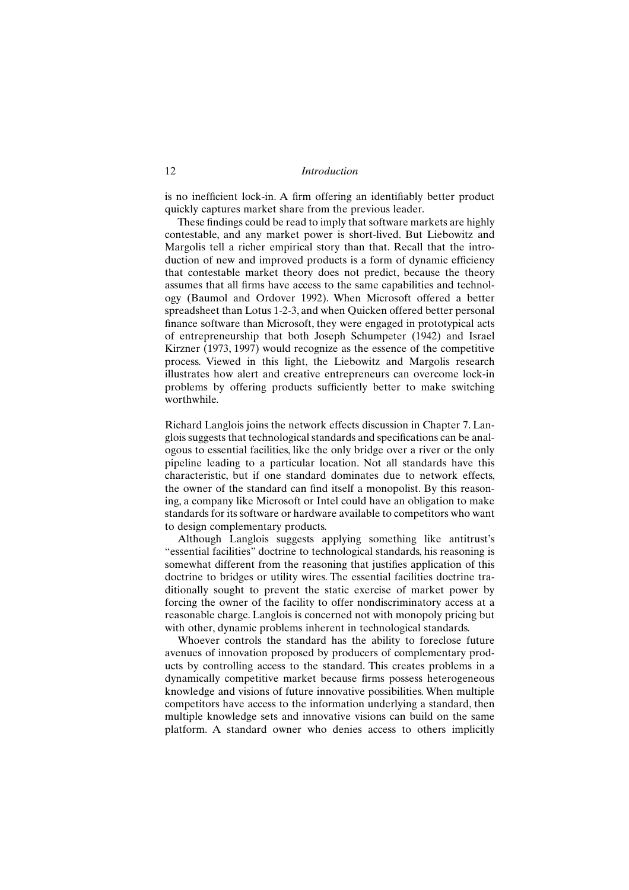is no inefficient lock-in. A firm offering an identifiably better product quickly captures market share from the previous leader.

These findings could be read to imply that software markets are highly contestable, and any market power is short-lived. But Liebowitz and Margolis tell a richer empirical story than that. Recall that the introduction of new and improved products is a form of dynamic efficiency that contestable market theory does not predict, because the theory assumes that all firms have access to the same capabilities and technology (Baumol and Ordover 1992). When Microsoft offered a better spreadsheet than Lotus 1-2-3, and when Quicken offered better personal finance software than Microsoft, they were engaged in prototypical acts of entrepreneurship that both Joseph Schumpeter (1942) and Israel Kirzner (1973, 1997) would recognize as the essence of the competitive process. Viewed in this light, the Liebowitz and Margolis research illustrates how alert and creative entrepreneurs can overcome lock-in problems by offering products sufficiently better to make switching worthwhile.

Richard Langlois joins the network effects discussion in Chapter 7. Langlois suggests that technological standards and specifications can be analogous to essential facilities, like the only bridge over a river or the only pipeline leading to a particular location. Not all standards have this characteristic, but if one standard dominates due to network effects, the owner of the standard can find itself a monopolist. By this reasoning, a company like Microsoft or Intel could have an obligation to make standards for its software or hardware available to competitors who want to design complementary products.

Although Langlois suggests applying something like antitrust's "essential facilities" doctrine to technological standards, his reasoning is somewhat different from the reasoning that justifies application of this doctrine to bridges or utility wires. The essential facilities doctrine traditionally sought to prevent the static exercise of market power by forcing the owner of the facility to offer nondiscriminatory access at a reasonable charge. Langlois is concerned not with monopoly pricing but with other, dynamic problems inherent in technological standards.

Whoever controls the standard has the ability to foreclose future avenues of innovation proposed by producers of complementary products by controlling access to the standard. This creates problems in a dynamically competitive market because firms possess heterogeneous knowledge and visions of future innovative possibilities. When multiple competitors have access to the information underlying a standard, then multiple knowledge sets and innovative visions can build on the same platform. A standard owner who denies access to others implicitly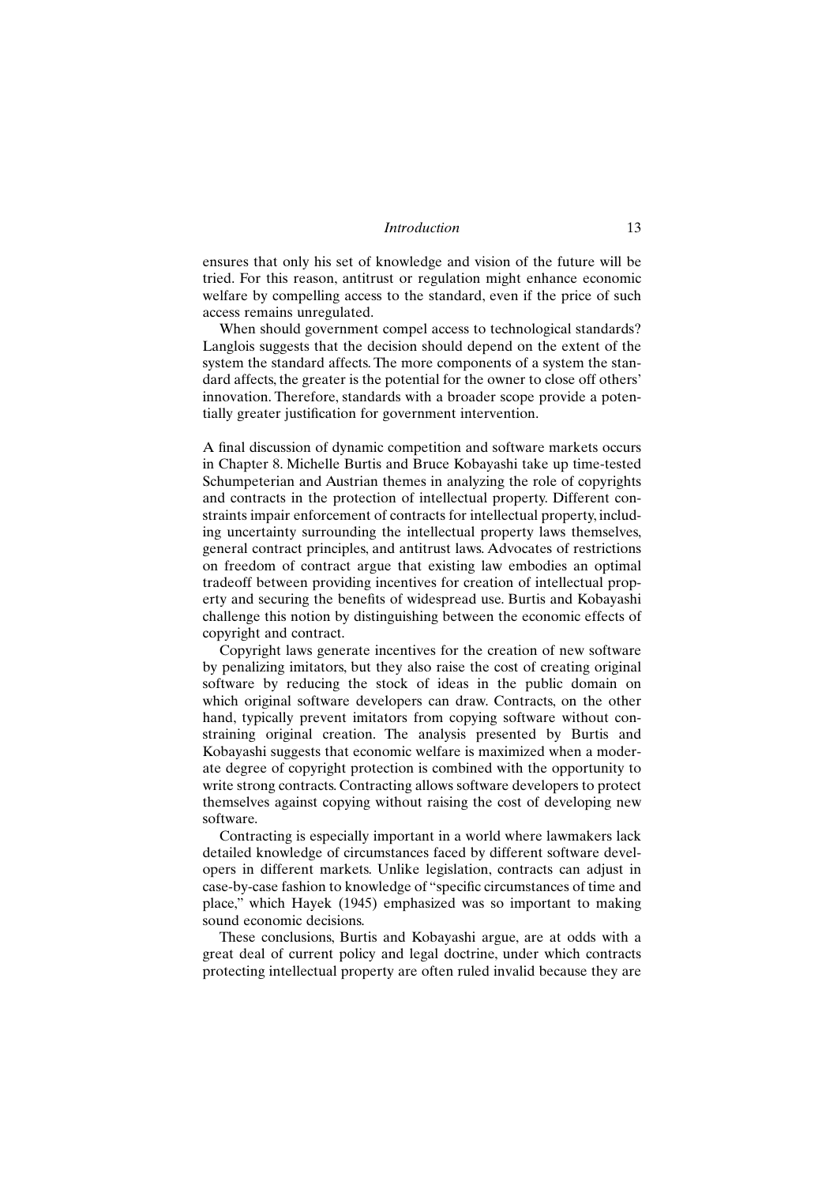ensures that only his set of knowledge and vision of the future will be tried. For this reason, antitrust or regulation might enhance economic welfare by compelling access to the standard, even if the price of such access remains unregulated.

When should government compel access to technological standards? Langlois suggests that the decision should depend on the extent of the system the standard affects. The more components of a system the standard affects, the greater is the potential for the owner to close off others' innovation. Therefore, standards with a broader scope provide a potentially greater justification for government intervention.

A final discussion of dynamic competition and software markets occurs in Chapter 8. Michelle Burtis and Bruce Kobayashi take up time-tested Schumpeterian and Austrian themes in analyzing the role of copyrights and contracts in the protection of intellectual property. Different constraints impair enforcement of contracts for intellectual property, including uncertainty surrounding the intellectual property laws themselves, general contract principles, and antitrust laws. Advocates of restrictions on freedom of contract argue that existing law embodies an optimal tradeoff between providing incentives for creation of intellectual property and securing the benefits of widespread use. Burtis and Kobayashi challenge this notion by distinguishing between the economic effects of copyright and contract.

Copyright laws generate incentives for the creation of new software by penalizing imitators, but they also raise the cost of creating original software by reducing the stock of ideas in the public domain on which original software developers can draw. Contracts, on the other hand, typically prevent imitators from copying software without constraining original creation. The analysis presented by Burtis and Kobayashi suggests that economic welfare is maximized when a moderate degree of copyright protection is combined with the opportunity to write strong contracts. Contracting allows software developers to protect themselves against copying without raising the cost of developing new software.

Contracting is especially important in a world where lawmakers lack detailed knowledge of circumstances faced by different software developers in different markets. Unlike legislation, contracts can adjust in case-by-case fashion to knowledge of "specific circumstances of time and place," which Hayek (1945) emphasized was so important to making sound economic decisions.

These conclusions, Burtis and Kobayashi argue, are at odds with a great deal of current policy and legal doctrine, under which contracts protecting intellectual property are often ruled invalid because they are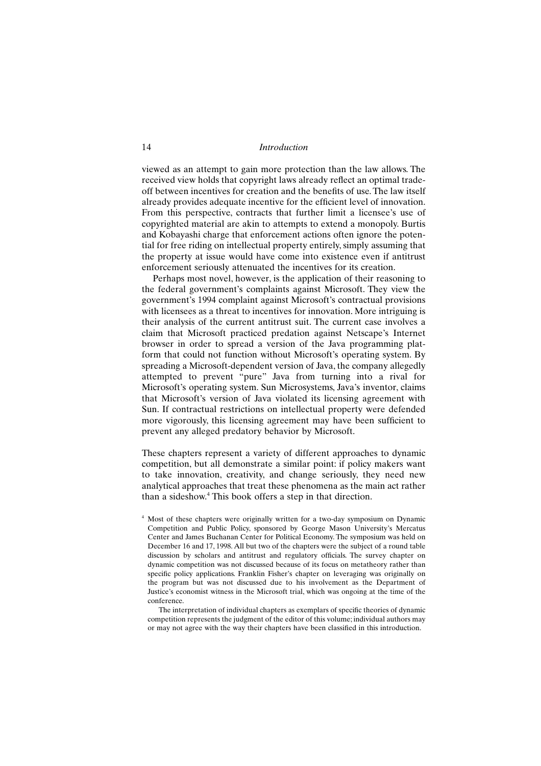viewed as an attempt to gain more protection than the law allows. The received view holds that copyright laws already reflect an optimal tradeoff between incentives for creation and the benefits of use. The law itself already provides adequate incentive for the efficient level of innovation. From this perspective, contracts that further limit a licensee's use of copyrighted material are akin to attempts to extend a monopoly. Burtis and Kobayashi charge that enforcement actions often ignore the potential for free riding on intellectual property entirely, simply assuming that the property at issue would have come into existence even if antitrust enforcement seriously attenuated the incentives for its creation.

Perhaps most novel, however, is the application of their reasoning to the federal government's complaints against Microsoft. They view the government's 1994 complaint against Microsoft's contractual provisions with licensees as a threat to incentives for innovation. More intriguing is their analysis of the current antitrust suit. The current case involves a claim that Microsoft practiced predation against Netscape's Internet browser in order to spread a version of the Java programming platform that could not function without Microsoft's operating system. By spreading a Microsoft-dependent version of Java, the company allegedly attempted to prevent "pure" Java from turning into a rival for Microsoft's operating system. Sun Microsystems, Java's inventor, claims that Microsoft's version of Java violated its licensing agreement with Sun. If contractual restrictions on intellectual property were defended more vigorously, this licensing agreement may have been sufficient to prevent any alleged predatory behavior by Microsoft.

These chapters represent a variety of different approaches to dynamic competition, but all demonstrate a similar point: if policy makers want to take innovation, creativity, and change seriously, they need new analytical approaches that treat these phenomena as the main act rather than a sideshow.[4] This book offers a step in that direction.

[4] Most of these chapters were originally written for a two-day symposium on Dynamic Competition and Public Policy, sponsored by George Mason University's Mercatus Center and James Buchanan Center for Political Economy. The symposium was held on December 16 and 17, 1998. All but two of the chapters were the subject of a round table discussion by scholars and antitrust and regulatory officials. The survey chapter on dynamic competition was not discussed because of its focus on metatheory rather than specific policy applications. Franklin Fisher's chapter on leveraging was originally on the program but was not discussed due to his involvement as the Department of Justice's economist witness in the Microsoft trial, which was ongoing at the time of the conference.

The interpretation of individual chapters as exemplars of specific theories of dynamic competition represents the judgment of the editor of this volume; individual authors may or may not agree with the way their chapters have been classified in this introduction.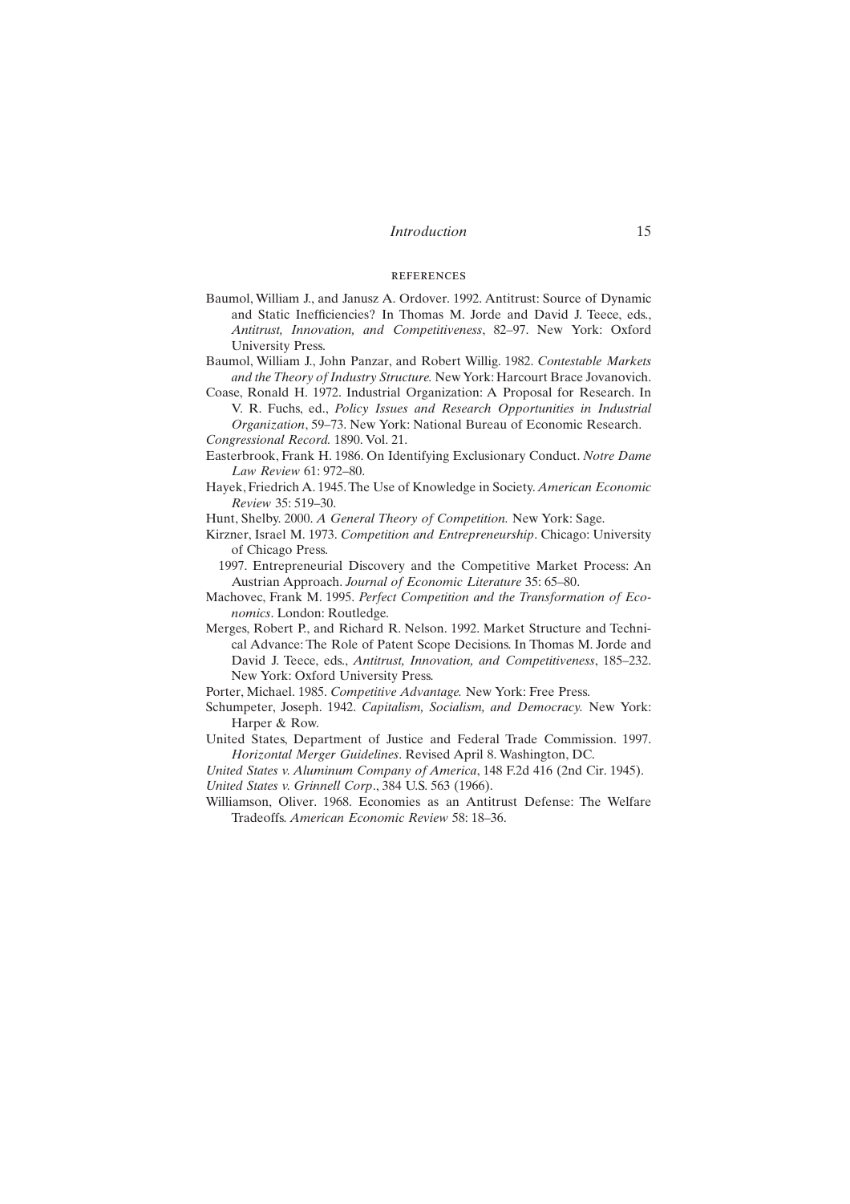## REFERENCES

Baumol, William J., and Janusz A. Ordover. 1992. Antitrust: Source of Dynamic and Static Inefficiencies? In Thomas M. Jorde and David J. Teece, eds., *Antitrust, Innovation, and Competitiveness*, 82–97. New York: Oxford University Press.

Baumol, William J., John Panzar, and Robert Willig. 1982. *Contestable Markets and the Theory of Industry Structure.* New York: Harcourt Brace Jovanovich.

Coase, Ronald H. 1972. Industrial Organization: A Proposal for Research. In V. R. Fuchs, ed., *Policy Issues and Research Opportunities in Industrial Organization*, 59–73. New York: National Bureau of Economic Research.

*Congressional Record.* 1890. Vol. 21.

Easterbrook, Frank H. 1986. On Identifying Exclusionary Conduct. *Notre Dame Law Review* 61: 972–80.

Hayek, Friedrich A. 1945. The Use of Knowledge in Society. *American Economic Review* 35: 519–30.

Hunt, Shelby. 2000. *A General Theory of Competition.* New York: Sage.

Kirzner, Israel M. 1973. *Competition and Entrepreneurship*. Chicago: University of Chicago Press.

1997. Entrepreneurial Discovery and the Competitive Market Process: An Austrian Approach. *Journal of Economic Literature* 35: 65–80.

Machovec, Frank M. 1995. *Perfect Competition and the Transformation of Economics*. London: Routledge.

Merges, Robert P., and Richard R. Nelson. 1992. Market Structure and Technical Advance: The Role of Patent Scope Decisions. In Thomas M. Jorde and David J. Teece, eds., *Antitrust, Innovation, and Competitiveness*, 185–232. New York: Oxford University Press.

Porter, Michael. 1985. *Competitive Advantage.* New York: Free Press.

Schumpeter, Joseph. 1942. *Capitalism, Socialism, and Democracy.* New York: Harper & Row.

United States, Department of Justice and Federal Trade Commission. 1997. *Horizontal Merger Guidelines*. Revised April 8. Washington, DC.

*United States v. Aluminum Company of America*, 148 F.2d 416 (2nd Cir. 1945).

*United States v. Grinnell Corp*., 384 U.S. 563 (1966).

Williamson, Oliver. 1968. Economies as an Antitrust Defense: The Welfare Tradeoffs. *American Economic Review* 58: 18–36.